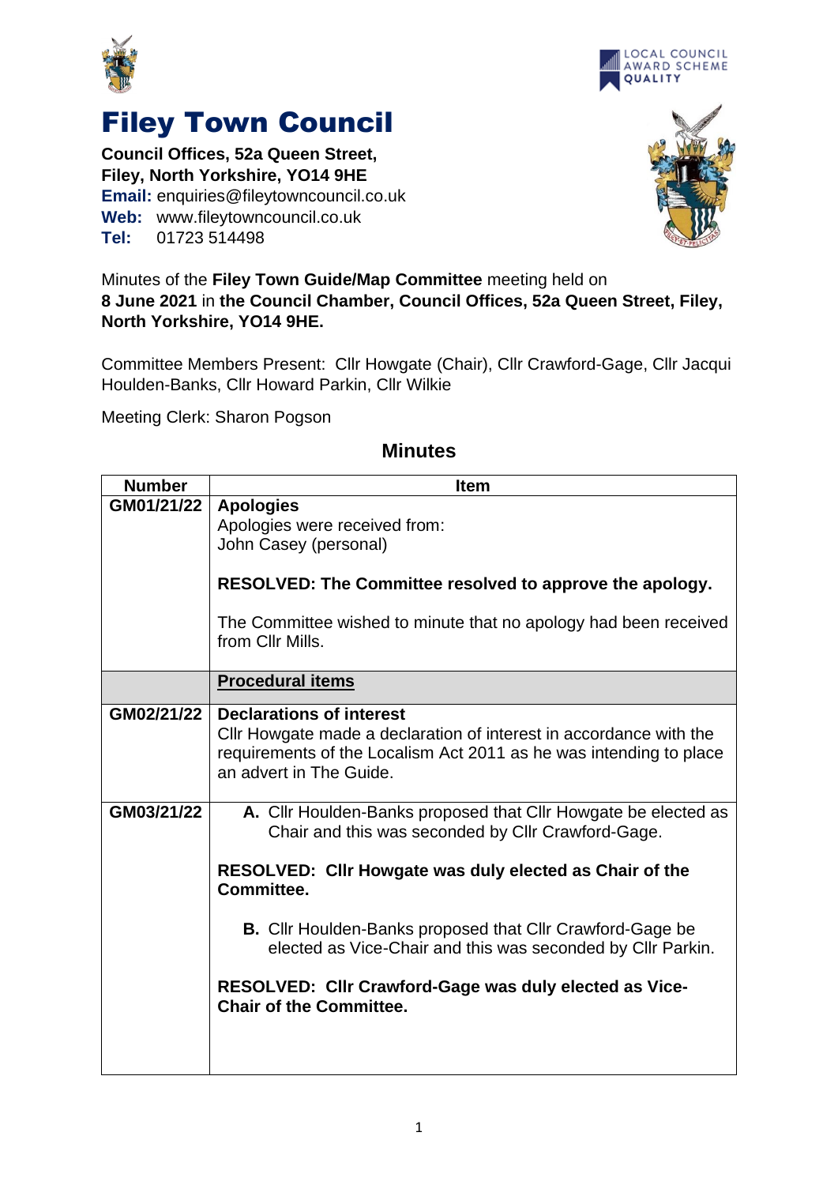# Filey Town Council

**Council Offices, 52a Queen Street,**
**Filey, North Yorkshire, YO14 9HE**
**Email:** enquiries@fileytowncouncil.co.uk
**Web:** www.fileytowncouncil.co.uk
**Tel:** 01723 514498

Minutes of the **Filey Town Guide/Map Committee** meeting held on **8 June 2021** in **the Council Chamber, Council Offices, 52a Queen Street, Filey, North Yorkshire, YO14 9HE.**

Committee Members Present: Cllr Howgate (Chair), Cllr Crawford-Gage, Cllr Jacqui Houlden-Banks, Cllr Howard Parkin, Cllr Wilkie

Meeting Clerk: Sharon Pogson

## Minutes

| Number | Item |
|---|---|
| GM01/21/22 | **Apologies**<br>Apologies were received from:<br>John Casey (personal)<br><br>**RESOLVED: The Committee resolved to approve the apology.**<br><br>The Committee wished to minute that no apology had been received from Cllr Mills. |
| | **Procedural items** |
| GM02/21/22 | **Declarations of interest**<br>Cllr Howgate made a declaration of interest in accordance with the requirements of the Localism Act 2011 as he was intending to place an advert in The Guide. |
| GM03/21/22 | **A.** Cllr Houlden-Banks proposed that Cllr Howgate be elected as Chair and this was seconded by Cllr Crawford-Gage.<br><br>**RESOLVED: Cllr Howgate was duly elected as Chair of the Committee.**<br><br>**B.** Cllr Houlden-Banks proposed that Cllr Crawford-Gage be elected as Vice-Chair and this was seconded by Cllr Parkin.<br><br>**RESOLVED: Cllr Crawford-Gage was duly elected as Vice-Chair of the Committee.** |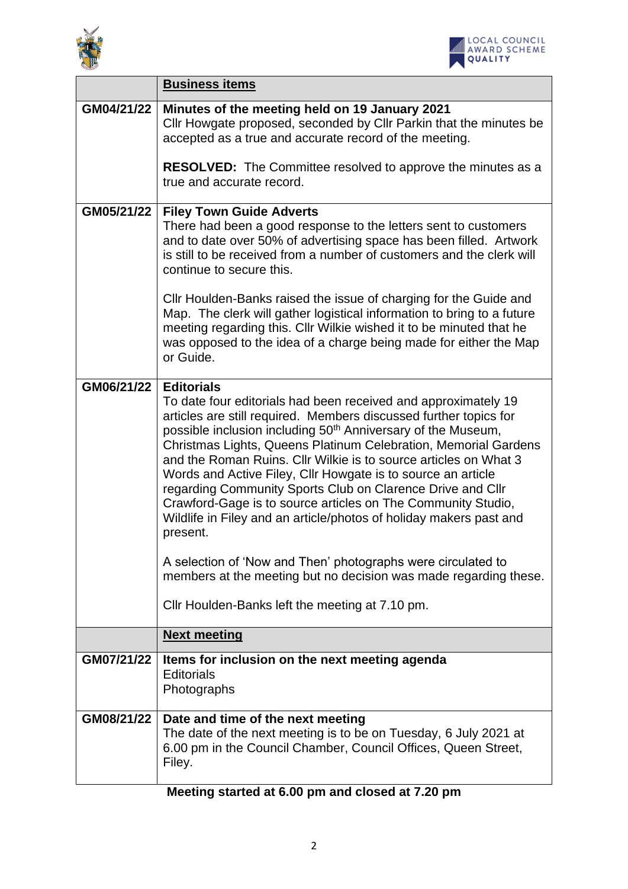| | **Business items** |
|---|---|
| GM04/21/22 | **Minutes of the meeting held on 19 January 2021**<br>Cllr Howgate proposed, seconded by Cllr Parkin that the minutes be accepted as a true and accurate record of the meeting.<br><br>**RESOLVED:** The Committee resolved to approve the minutes as a true and accurate record. |
| GM05/21/22 | **Filey Town Guide Adverts**<br>There had been a good response to the letters sent to customers and to date over 50% of advertising space has been filled. Artwork is still to be received from a number of customers and the clerk will continue to secure this.<br><br>Cllr Houlden-Banks raised the issue of charging for the Guide and Map. The clerk will gather logistical information to bring to a future meeting regarding this. Cllr Wilkie wished it to be minuted that he was opposed to the idea of a charge being made for either the Map or Guide. |
| GM06/21/22 | **Editorials**<br>To date four editorials had been received and approximately 19 articles are still required. Members discussed further topics for possible inclusion including 50th Anniversary of the Museum, Christmas Lights, Queens Platinum Celebration, Memorial Gardens and the Roman Ruins. Cllr Wilkie is to source articles on What 3 Words and Active Filey, Cllr Howgate is to source an article regarding Community Sports Club on Clarence Drive and Cllr Crawford-Gage is to source articles on The Community Studio, Wildlife in Filey and an article/photos of holiday makers past and present.<br><br>A selection of 'Now and Then' photographs were circulated to members at the meeting but no decision was made regarding these.<br><br>Cllr Houlden-Banks left the meeting at 7.10 pm. |
| | **Next meeting** |
| GM07/21/22 | **Items for inclusion on the next meeting agenda**<br>Editorials<br>Photographs |
| GM08/21/22 | **Date and time of the next meeting**<br>The date of the next meeting is to be on Tuesday, 6 July 2021 at 6.00 pm in the Council Chamber, Council Offices, Queen Street, Filey. |

**Meeting started at 6.00 pm and closed at 7.20 pm**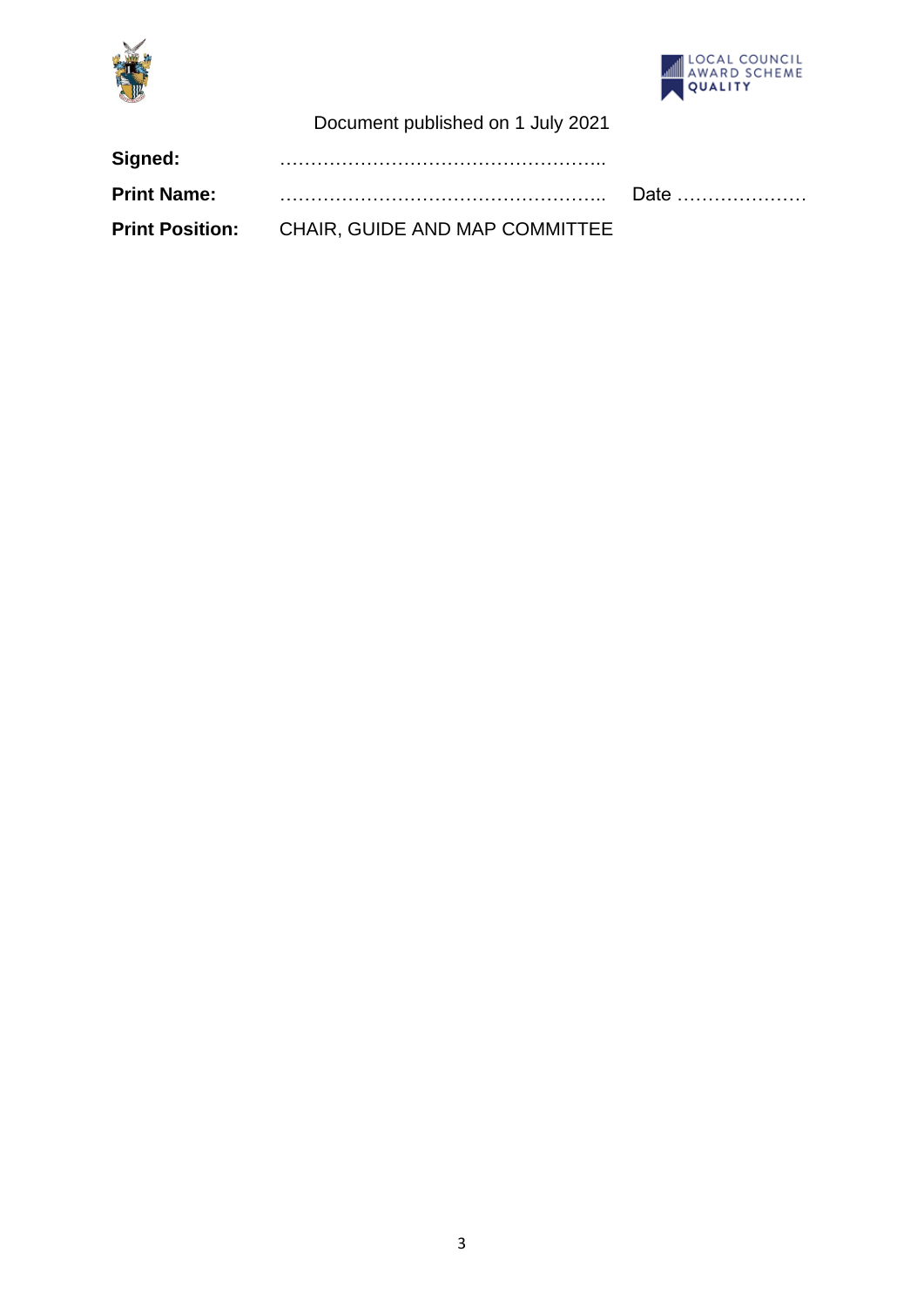Document published on 1 July 2021

| | | |
|---|---|---|
| **Signed:** | …………………………………………….. | |
| **Print Name:** | …………………………………………….. | Date ………………… |
| **Print Position:** | CHAIR, GUIDE AND MAP COMMITTEE | |